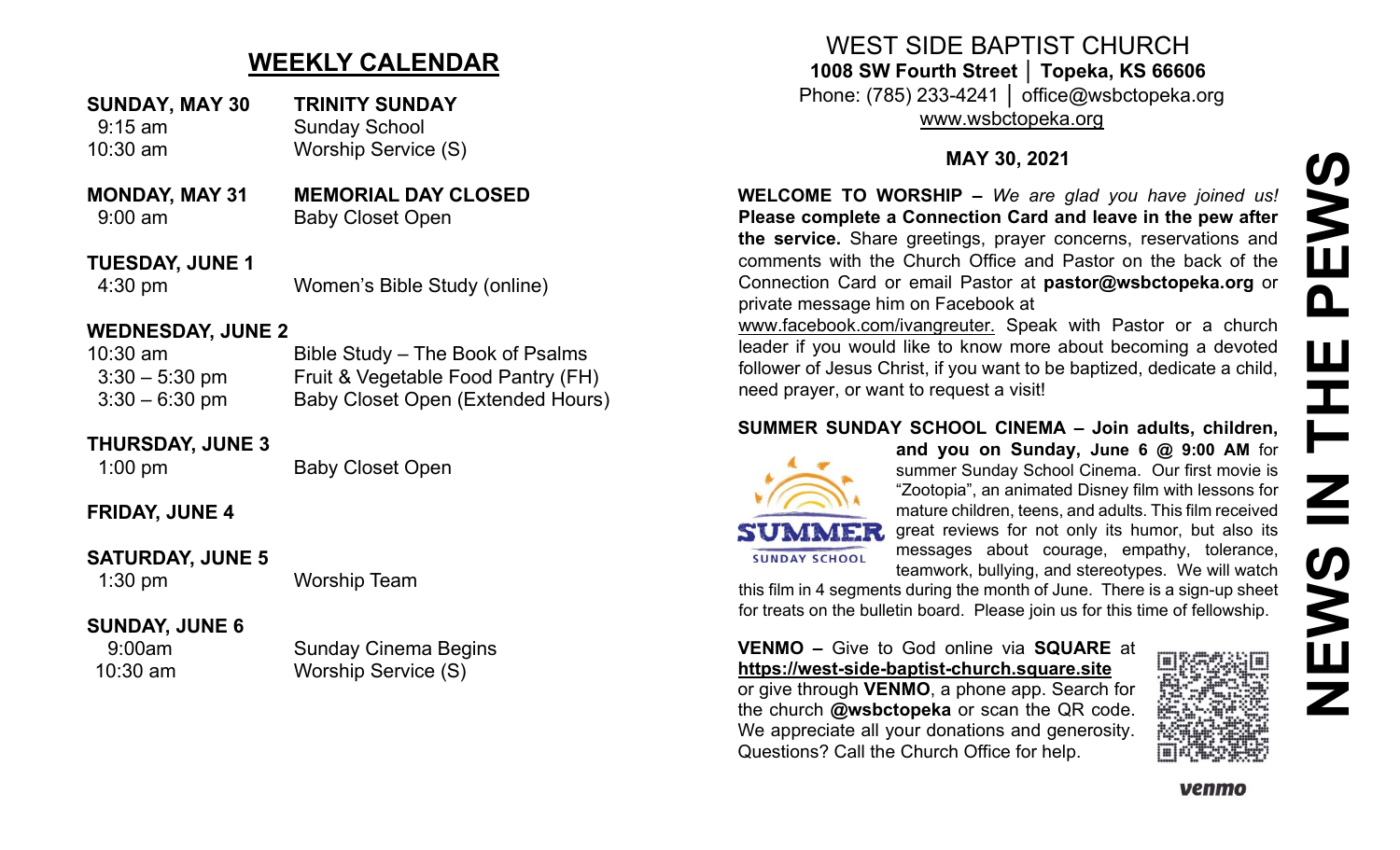## WEEKLY CALENDAR

**SUNDAY, MAY 30** — **TRINITY SUNDAY**
9:15 am — Sunday School
10:30 am — Worship Service (S)

**MONDAY, MAY 31** — **MEMORIAL DAY CLOSED**
9:00 am — Baby Closet Open

**TUESDAY, JUNE 1**
4:30 pm — Women's Bible Study (online)

**WEDNESDAY, JUNE 2**
10:30 am — Bible Study – The Book of Psalms
3:30 – 5:30 pm — Fruit & Vegetable Food Pantry (FH)
3:30 – 6:30 pm — Baby Closet Open (Extended Hours)

**THURSDAY, JUNE 3**
1:00 pm — Baby Closet Open

**FRIDAY, JUNE 4**

**SATURDAY, JUNE 5**
1:30 pm — Worship Team

**SUNDAY, JUNE 6**
9:00am — Sunday Cinema Begins
10:30 am — Worship Service (S)

# WEST SIDE BAPTIST CHURCH

**1008 SW Fourth Street │ Topeka, KS 66606**
Phone: (785) 233-4241 │ office@wsbctopeka.org
www.wsbctopeka.org

**MAY 30, 2021**

# NEWS IN THE PEWS

**WELCOME TO WORSHIP –** *We are glad you have joined us!* **Please complete a Connection Card and leave in the pew after the service.** Share greetings, prayer concerns, reservations and comments with the Church Office and Pastor on the back of the Connection Card or email Pastor at **pastor@wsbctopeka.org** or private message him on Facebook at www.facebook.com/ivangreuter. Speak with Pastor or a church leader if you would like to know more about becoming a devoted follower of Jesus Christ, if you want to be baptized, dedicate a child, need prayer, or want to request a visit!

**SUMMER SUNDAY SCHOOL CINEMA – Join adults, children, and you on Sunday, June 6 @ 9:00 AM** for summer Sunday School Cinema. Our first movie is "Zootopia", an animated Disney film with lessons for mature children, teens, and adults. This film received great reviews for not only its humor, but also its messages about courage, empathy, tolerance, teamwork, bullying, and stereotypes. We will watch this film in 4 segments during the month of June. There is a sign-up sheet for treats on the bulletin board. Please join us for this time of fellowship.

**VENMO –** Give to God online via **SQUARE** at **https://west-side-baptist-church.square.site** or give through **VENMO**, a phone app. Search for the church **@wsbctopeka** or scan the QR code. We appreciate all your donations and generosity. Questions? Call the Church Office for help.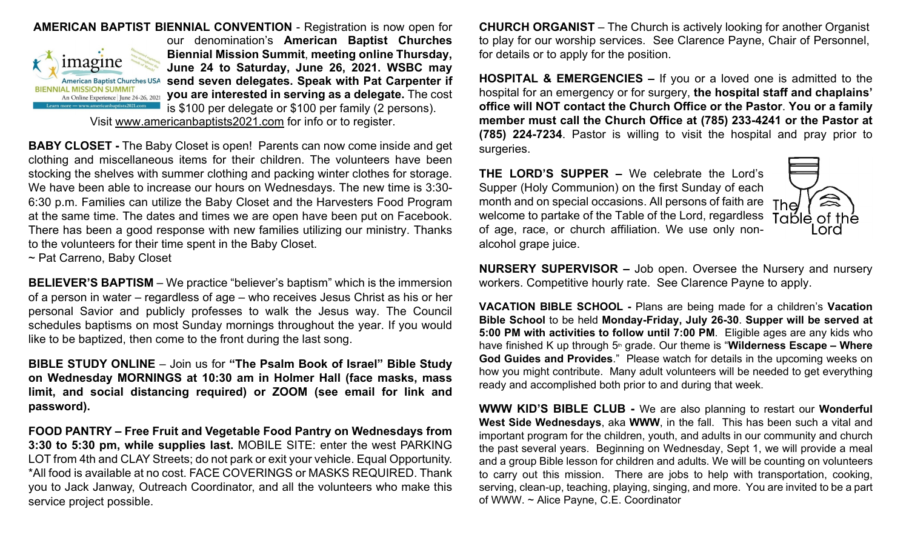**AMERICAN BAPTIST BIENNIAL CONVENTION** - Registration is now open for our denomination's **American Baptist Churches Biennial Mission Summit**, **meeting online Thursday, June 24 to Saturday, June 26, 2021. WSBC may send seven delegates. Speak with Pat Carpenter if you are interested in serving as a delegate.** The cost is $100 per delegate or $100 per family (2 persons). Visit www.americanbaptists2021.com for info or to register.

**BABY CLOSET -** The Baby Closet is open! Parents can now come inside and get clothing and miscellaneous items for their children. The volunteers have been stocking the shelves with summer clothing and packing winter clothes for storage. We have been able to increase our hours on Wednesdays. The new time is 3:30-6:30 p.m. Families can utilize the Baby Closet and the Harvesters Food Program at the same time. The dates and times we are open have been put on Facebook. There has been a good response with new families utilizing our ministry. Thanks to the volunteers for their time spent in the Baby Closet.
~ Pat Carreno, Baby Closet

**BELIEVER'S BAPTISM** – We practice "believer's baptism" which is the immersion of a person in water – regardless of age – who receives Jesus Christ as his or her personal Savior and publicly professes to walk the Jesus way. The Council schedules baptisms on most Sunday mornings throughout the year. If you would like to be baptized, then come to the front during the last song.

**BIBLE STUDY ONLINE** – Join us for **"The Psalm Book of Israel" Bible Study on Wednesday MORNINGS at 10:30 am in Holmer Hall (face masks, mass limit, and social distancing required) or ZOOM (see email for link and password).**

**FOOD PANTRY – Free Fruit and Vegetable Food Pantry on Wednesdays from 3:30 to 5:30 pm, while supplies last.** MOBILE SITE: enter the west PARKING LOT from 4th and CLAY Streets; do not park or exit your vehicle. Equal Opportunity. *All food is available at no cost. FACE COVERINGS or MASKS REQUIRED. Thank you to Jack Janway, Outreach Coordinator, and all the volunteers who make this service project possible.

**CHURCH ORGANIST** – The Church is actively looking for another Organist to play for our worship services. See Clarence Payne, Chair of Personnel, for details or to apply for the position.

**HOSPITAL & EMERGENCIES –** If you or a loved one is admitted to the hospital for an emergency or for surgery, **the hospital staff and chaplains' office will NOT contact the Church Office or the Pastor**. **You or a family member must call the Church Office at (785) 233-4241 or the Pastor at (785) 224-7234**. Pastor is willing to visit the hospital and pray prior to surgeries.

**THE LORD'S SUPPER –** We celebrate the Lord's Supper (Holy Communion) on the first Sunday of each month and on special occasions. All persons of faith are welcome to partake of the Table of the Lord, regardless of age, race, or church affiliation. We use only non-alcohol grape juice.

**NURSERY SUPERVISOR –** Job open. Oversee the Nursery and nursery workers. Competitive hourly rate. See Clarence Payne to apply.

**VACATION BIBLE SCHOOL -** Plans are being made for a children's **Vacation Bible School** to be held **Monday-Friday, July 26-30**. **Supper will be served at 5:00 PM with activities to follow until 7:00 PM**. Eligible ages are any kids who have finished K up through 5th grade. Our theme is "**Wilderness Escape – Where God Guides and Provides**." Please watch for details in the upcoming weeks on how you might contribute. Many adult volunteers will be needed to get everything ready and accomplished both prior to and during that week.

**WWW KID'S BIBLE CLUB -** We are also planning to restart our **Wonderful West Side Wednesdays**, aka **WWW**, in the fall. This has been such a vital and important program for the children, youth, and adults in our community and church the past several years. Beginning on Wednesday, Sept 1, we will provide a meal and a group Bible lesson for children and adults. We will be counting on volunteers to carry out this mission. There are jobs to help with transportation, cooking, serving, clean-up, teaching, playing, singing, and more. You are invited to be a part of WWW. ~ Alice Payne, C.E. Coordinator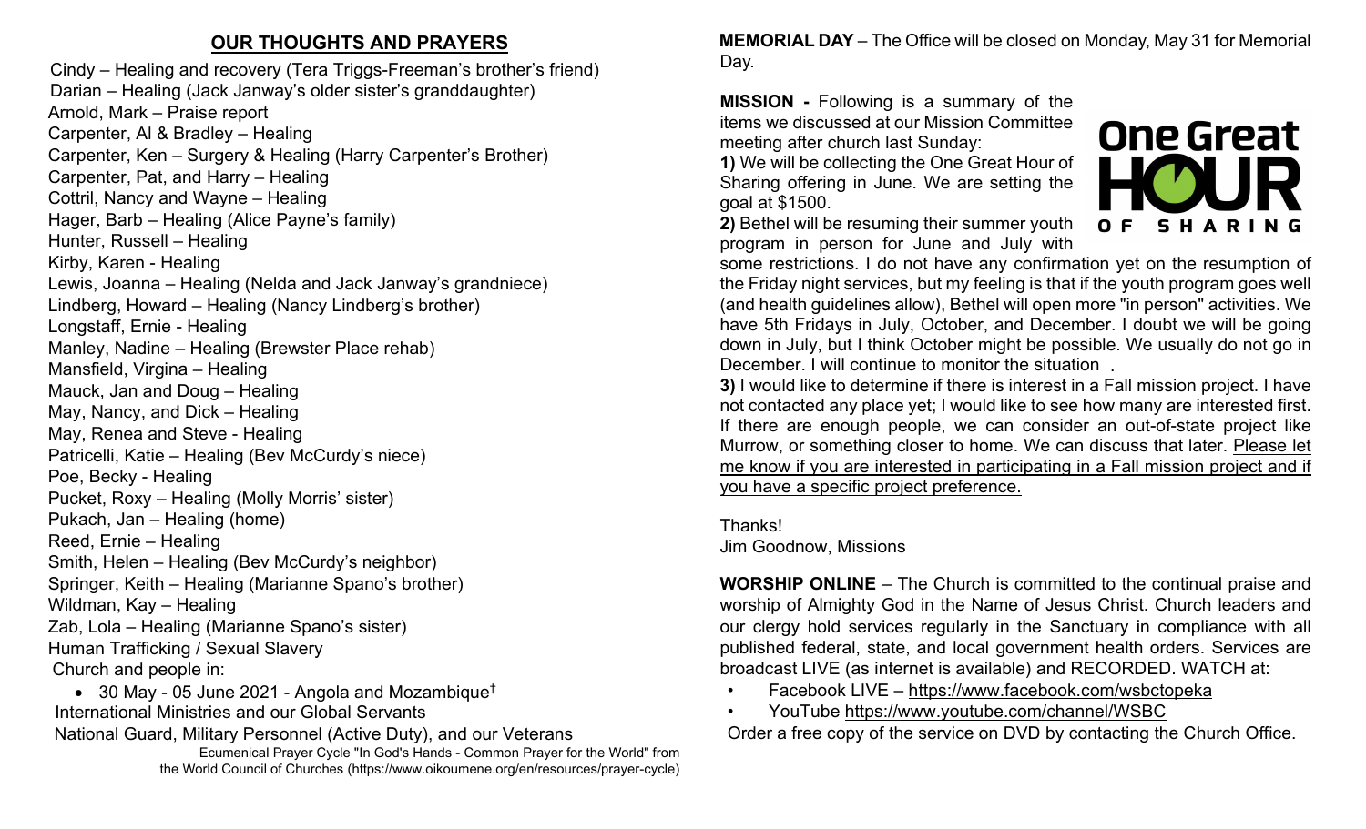## OUR THOUGHTS AND PRAYERS

Cindy – Healing and recovery (Tera Triggs-Freeman's brother's friend)
Darian – Healing (Jack Janway's older sister's granddaughter)
Arnold, Mark – Praise report
Carpenter, Al & Bradley – Healing
Carpenter, Ken – Surgery & Healing (Harry Carpenter's Brother)
Carpenter, Pat, and Harry – Healing
Cottril, Nancy and Wayne – Healing
Hager, Barb – Healing (Alice Payne's family)
Hunter, Russell – Healing
Kirby, Karen - Healing
Lewis, Joanna – Healing (Nelda and Jack Janway's grandniece)
Lindberg, Howard – Healing (Nancy Lindberg's brother)
Longstaff, Ernie - Healing
Manley, Nadine – Healing (Brewster Place rehab)
Mansfield, Virgina – Healing
Mauck, Jan and Doug – Healing
May, Nancy, and Dick – Healing
May, Renea and Steve - Healing
Patricelli, Katie – Healing (Bev McCurdy's niece)
Poe, Becky - Healing
Pucket, Roxy – Healing (Molly Morris' sister)
Pukach, Jan – Healing (home)
Reed, Ernie – Healing
Smith, Helen – Healing (Bev McCurdy's neighbor)
Springer, Keith – Healing (Marianne Spano's brother)
Wildman, Kay – Healing
Zab, Lola – Healing (Marianne Spano's sister)
Human Trafficking / Sexual Slavery
Church and people in:

- 30 May - 05 June 2021 - Angola and Mozambique†

International Ministries and our Global Servants
National Guard, Military Personnel (Active Duty), and our Veterans

Ecumenical Prayer Cycle "In God's Hands - Common Prayer for the World" from the World Council of Churches (https://www.oikoumene.org/en/resources/prayer-cycle)

**MEMORIAL DAY** – The Office will be closed on Monday, May 31 for Memorial Day.

**MISSION -** Following is a summary of the items we discussed at our Mission Committee meeting after church last Sunday:

**1)** We will be collecting the One Great Hour of Sharing offering in June. We are setting the goal at $1500.

**2)** Bethel will be resuming their summer youth program in person for June and July with some restrictions. I do not have any confirmation yet on the resumption of the Friday night services, but my feeling is that if the youth program goes well (and health guidelines allow), Bethel will open more "in person" activities. We have 5th Fridays in July, October, and December. I doubt we will be going down in July, but I think October might be possible. We usually do not go in December. I will continue to monitor the situation.

**3)** I would like to determine if there is interest in a Fall mission project. I have not contacted any place yet; I would like to see how many are interested first. If there are enough people, we can consider an out-of-state project like Murrow, or something closer to home. We can discuss that later. Please let me know if you are interested in participating in a Fall mission project and if you have a specific project preference.

Thanks!
Jim Goodnow, Missions

**WORSHIP ONLINE** – The Church is committed to the continual praise and worship of Almighty God in the Name of Jesus Christ. Church leaders and our clergy hold services regularly in the Sanctuary in compliance with all published federal, state, and local government health orders. Services are broadcast LIVE (as internet is available) and RECORDED. WATCH at:

- Facebook LIVE – https://www.facebook.com/wsbctopeka
- YouTube https://www.youtube.com/channel/WSBC

Order a free copy of the service on DVD by contacting the Church Office.